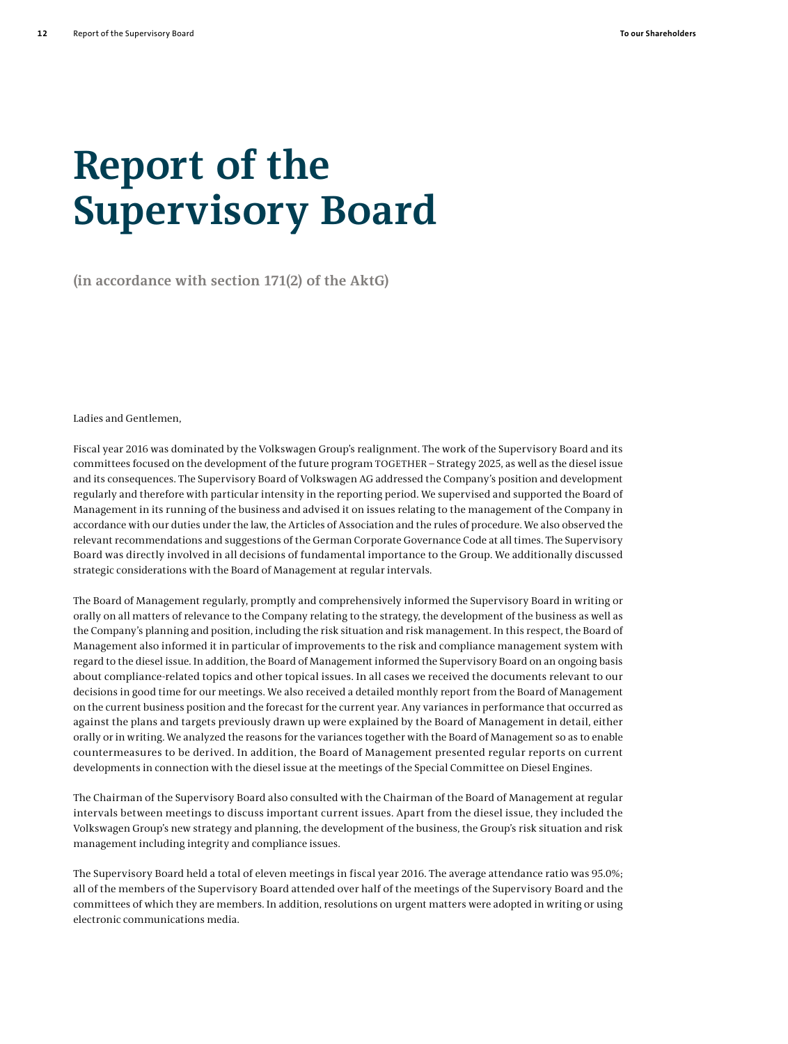# Report of the Supervisory Board

**(in accordance with section 171(2) of the AktG)**

Ladies and Gentlemen,

Fiscal year 2016 was dominated by the Volkswagen Group's realignment. The work of the Supervisory Board and its committees focused on the development of the future program TOGETHER – Strategy 2025, as well as the diesel issue and its consequences. The Supervisory Board of Volkswagen AG addressed the Company's position and development regularly and therefore with particular intensity in the reporting period. We supervised and supported the Board of Management in its running of the business and advised it on issues relating to the management of the Company in accordance with our duties under the law, the Articles of Association and the rules of procedure. We also observed the relevant recommendations and suggestions of the German Corporate Governance Code at all times. The Supervisory Board was directly involved in all decisions of fundamental importance to the Group. We additionally discussed strategic considerations with the Board of Management at regular intervals.

The Board of Management regularly, promptly and comprehensively informed the Supervisory Board in writing or orally on all matters of relevance to the Company relating to the strategy, the development of the business as well as the Company's planning and position, including the risk situation and risk management. In this respect, the Board of Management also informed it in particular of improvements to the risk and compliance management system with regard to the diesel issue. In addition, the Board of Management informed the Supervisory Board on an ongoing basis about compliance-related topics and other topical issues. In all cases we received the documents relevant to our decisions in good time for our meetings. We also received a detailed monthly report from the Board of Management on the current business position and the forecast for the current year. Any variances in performance that occurred as against the plans and targets previously drawn up were explained by the Board of Management in detail, either orally or in writing. We analyzed the reasons for the variances together with the Board of Management so as to enable countermeasures to be derived. In addition, the Board of Management presented regular reports on current developments in connection with the diesel issue at the meetings of the Special Committee on Diesel Engines.

The Chairman of the Supervisory Board also consulted with the Chairman of the Board of Management at regular intervals between meetings to discuss important current issues. Apart from the diesel issue, they included the Volkswagen Group's new strategy and planning, the development of the business, the Group's risk situation and risk management including integrity and compliance issues.

The Supervisory Board held a total of eleven meetings in fiscal year 2016. The average attendance ratio was 95.0%; all of the members of the Supervisory Board attended over half of the meetings of the Supervisory Board and the committees of which they are members. In addition, resolutions on urgent matters were adopted in writing or using electronic communications media.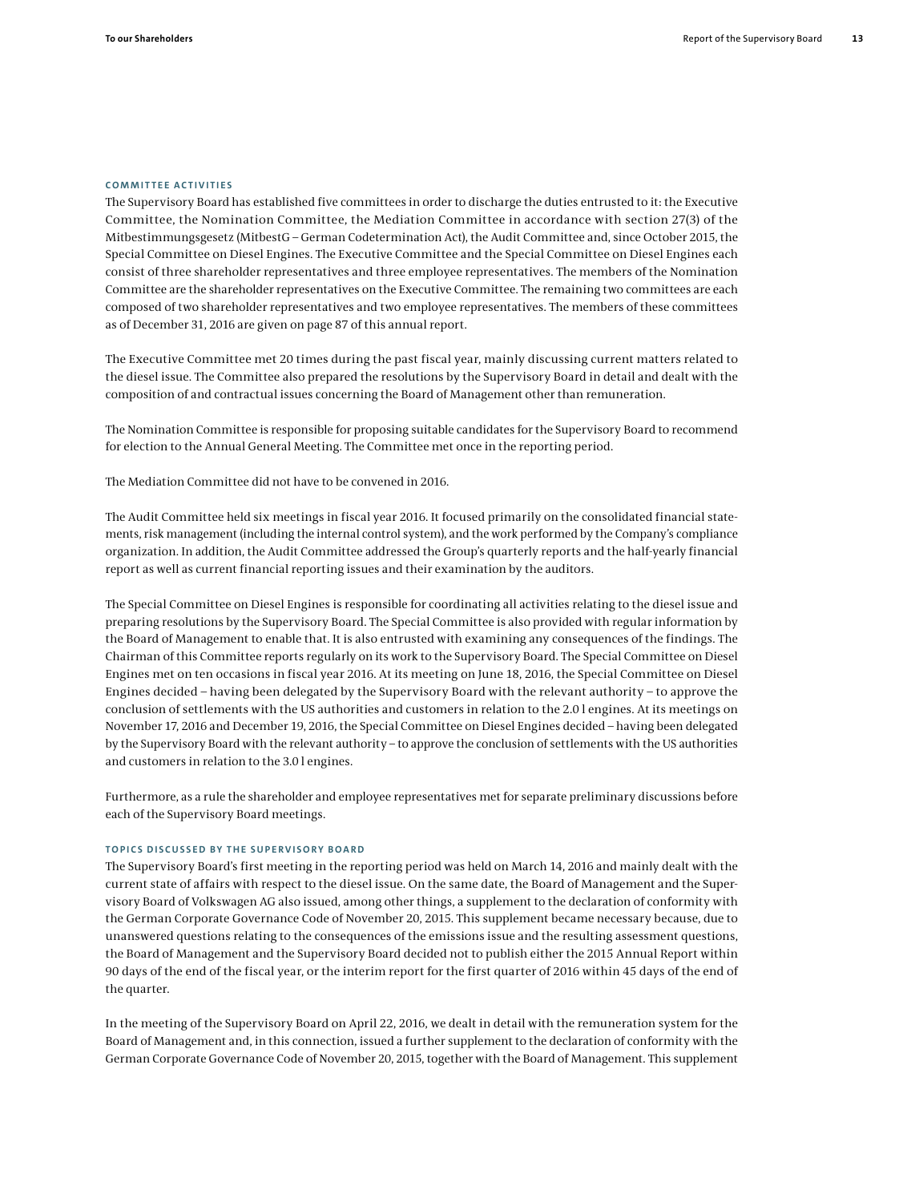## COMMITTEE ACTIVITIES

The Supervisory Board has established five committees in order to discharge the duties entrusted to it: the Executive Committee, the Nomination Committee, the Mediation Committee in accordance with section 27(3) of the Mitbestimmungsgesetz (MitbestG – German Codetermination Act), the Audit Committee and, since October 2015, the Special Committee on Diesel Engines. The Executive Committee and the Special Committee on Diesel Engines each consist of three shareholder representatives and three employee representatives. The members of the Nomination Committee are the shareholder representatives on the Executive Committee. The remaining two committees are each composed of two shareholder representatives and two employee representatives. The members of these committees as of December 31, 2016 are given on page 87 of this annual report.

The Executive Committee met 20 times during the past fiscal year, mainly discussing current matters related to the diesel issue. The Committee also prepared the resolutions by the Supervisory Board in detail and dealt with the composition of and contractual issues concerning the Board of Management other than remuneration.

The Nomination Committee is responsible for proposing suitable candidates for the Supervisory Board to recommend for election to the Annual General Meeting. The Committee met once in the reporting period.

The Mediation Committee did not have to be convened in 2016.

The Audit Committee held six meetings in fiscal year 2016. It focused primarily on the consolidated financial statements, risk management (including the internal control system), and the work performed by the Company's compliance organization. In addition, the Audit Committee addressed the Group's quarterly reports and the half-yearly financial report as well as current financial reporting issues and their examination by the auditors.

The Special Committee on Diesel Engines is responsible for coordinating all activities relating to the diesel issue and preparing resolutions by the Supervisory Board. The Special Committee is also provided with regular information by the Board of Management to enable that. It is also entrusted with examining any consequences of the findings. The Chairman of this Committee reports regularly on its work to the Supervisory Board. The Special Committee on Diesel Engines met on ten occasions in fiscal year 2016. At its meeting on June 18, 2016, the Special Committee on Diesel Engines decided – having been delegated by the Supervisory Board with the relevant authority – to approve the conclusion of settlements with the US authorities and customers in relation to the 2.0 l engines. At its meetings on November 17, 2016 and December 19, 2016, the Special Committee on Diesel Engines decided – having been delegated by the Supervisory Board with the relevant authority – to approve the conclusion of settlements with the US authorities and customers in relation to the 3.0 l engines.

Furthermore, as a rule the shareholder and employee representatives met for separate preliminary discussions before each of the Supervisory Board meetings.

## TOPICS DISCUSSED BY THE SUPERVISORY BOARD

The Supervisory Board's first meeting in the reporting period was held on March 14, 2016 and mainly dealt with the current state of affairs with respect to the diesel issue. On the same date, the Board of Management and the Supervisory Board of Volkswagen AG also issued, among other things, a supplement to the declaration of conformity with the German Corporate Governance Code of November 20, 2015. This supplement became necessary because, due to unanswered questions relating to the consequences of the emissions issue and the resulting assessment questions, the Board of Management and the Supervisory Board decided not to publish either the 2015 Annual Report within 90 days of the end of the fiscal year, or the interim report for the first quarter of 2016 within 45 days of the end of the quarter.

In the meeting of the Supervisory Board on April 22, 2016, we dealt in detail with the remuneration system for the Board of Management and, in this connection, issued a further supplement to the declaration of conformity with the German Corporate Governance Code of November 20, 2015, together with the Board of Management. This supplement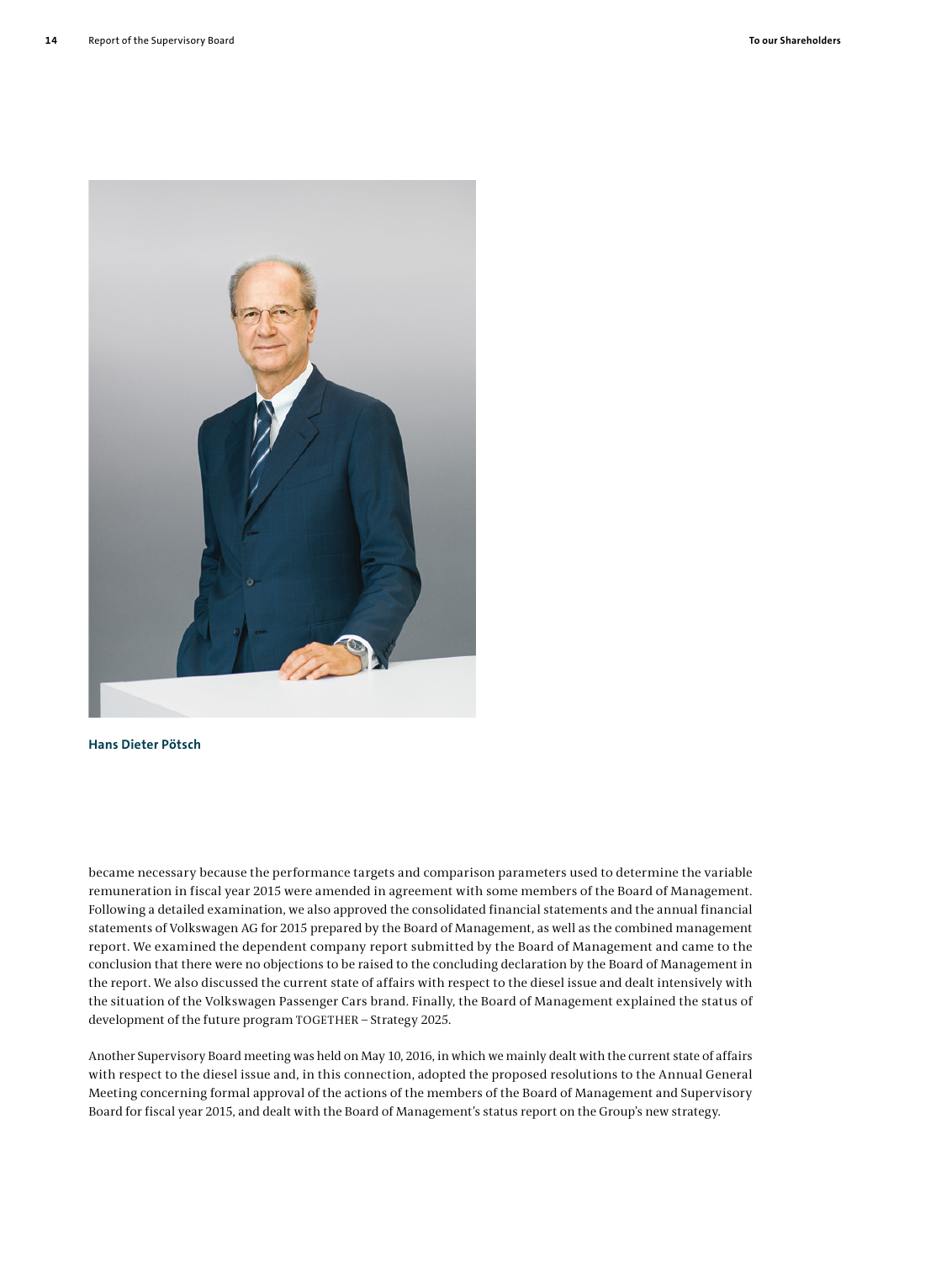Hans Dieter Pötsch

became necessary because the performance targets and comparison parameters used to determine the variable remuneration in fiscal year 2015 were amended in agreement with some members of the Board of Management. Following a detailed examination, we also approved the consolidated financial statements and the annual financial statements of Volkswagen AG for 2015 prepared by the Board of Management, as well as the combined management report. We examined the dependent company report submitted by the Board of Management and came to the conclusion that there were no objections to be raised to the concluding declaration by the Board of Management in the report. We also discussed the current state of affairs with respect to the diesel issue and dealt intensively with the situation of the Volkswagen Passenger Cars brand. Finally, the Board of Management explained the status of development of the future program TOGETHER – Strategy 2025.

Another Supervisory Board meeting was held on May 10, 2016, in which we mainly dealt with the current state of affairs with respect to the diesel issue and, in this connection, adopted the proposed resolutions to the Annual General Meeting concerning formal approval of the actions of the members of the Board of Management and Supervisory Board for fiscal year 2015, and dealt with the Board of Management's status report on the Group's new strategy.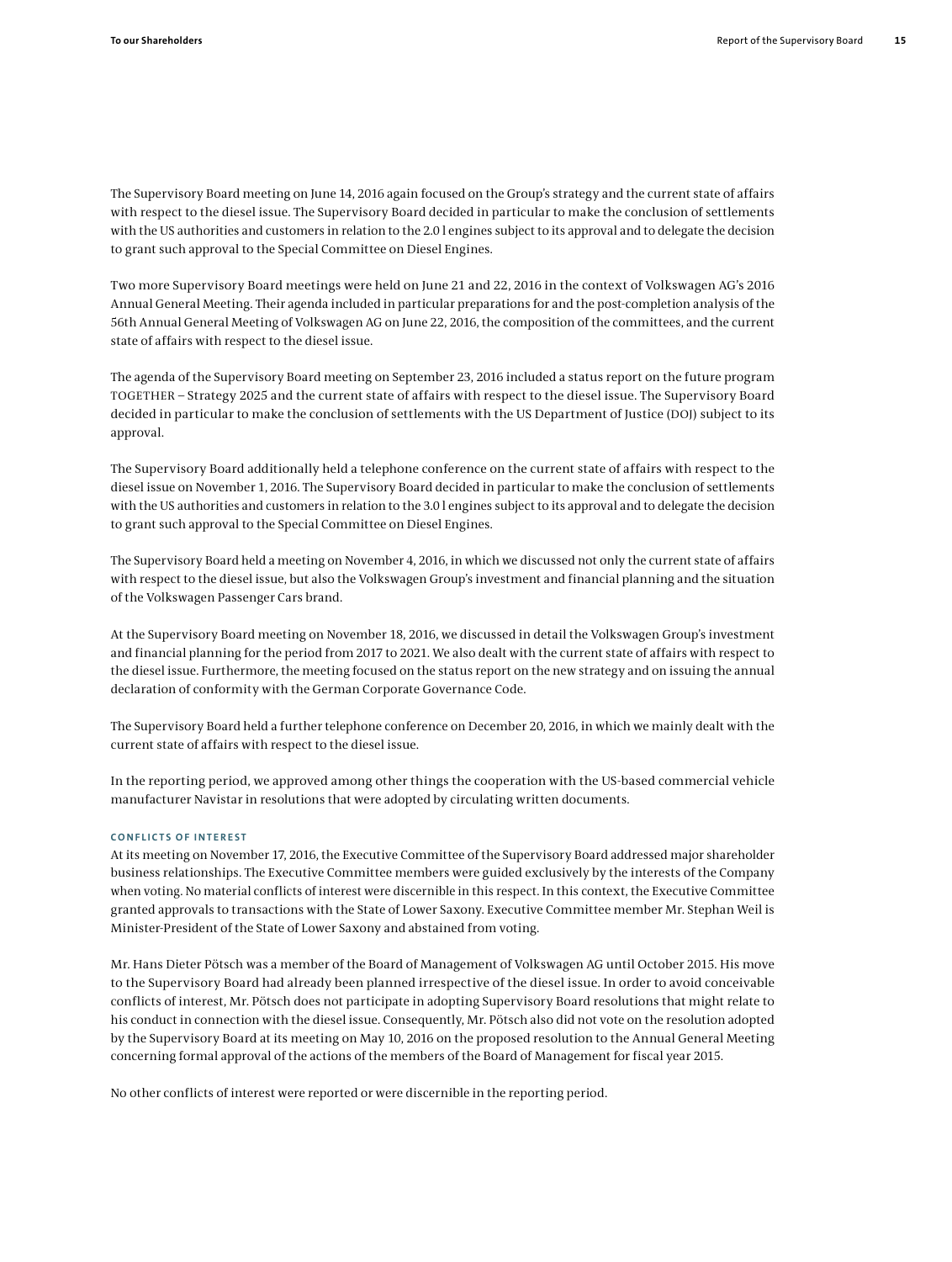The Supervisory Board meeting on June 14, 2016 again focused on the Group's strategy and the current state of affairs with respect to the diesel issue. The Supervisory Board decided in particular to make the conclusion of settlements with the US authorities and customers in relation to the 2.0 l engines subject to its approval and to delegate the decision to grant such approval to the Special Committee on Diesel Engines.

Two more Supervisory Board meetings were held on June 21 and 22, 2016 in the context of Volkswagen AG's 2016 Annual General Meeting. Their agenda included in particular preparations for and the post-completion analysis of the 56th Annual General Meeting of Volkswagen AG on June 22, 2016, the composition of the committees, and the current state of affairs with respect to the diesel issue.

The agenda of the Supervisory Board meeting on September 23, 2016 included a status report on the future program TOGETHER – Strategy 2025 and the current state of affairs with respect to the diesel issue. The Supervisory Board decided in particular to make the conclusion of settlements with the US Department of Justice (DOJ) subject to its approval.

The Supervisory Board additionally held a telephone conference on the current state of affairs with respect to the diesel issue on November 1, 2016. The Supervisory Board decided in particular to make the conclusion of settlements with the US authorities and customers in relation to the 3.0 l engines subject to its approval and to delegate the decision to grant such approval to the Special Committee on Diesel Engines.

The Supervisory Board held a meeting on November 4, 2016, in which we discussed not only the current state of affairs with respect to the diesel issue, but also the Volkswagen Group's investment and financial planning and the situation of the Volkswagen Passenger Cars brand.

At the Supervisory Board meeting on November 18, 2016, we discussed in detail the Volkswagen Group's investment and financial planning for the period from 2017 to 2021. We also dealt with the current state of affairs with respect to the diesel issue. Furthermore, the meeting focused on the status report on the new strategy and on issuing the annual declaration of conformity with the German Corporate Governance Code.

The Supervisory Board held a further telephone conference on December 20, 2016, in which we mainly dealt with the current state of affairs with respect to the diesel issue.

In the reporting period, we approved among other things the cooperation with the US-based commercial vehicle manufacturer Navistar in resolutions that were adopted by circulating written documents.

### CONFLICTS OF INTEREST

At its meeting on November 17, 2016, the Executive Committee of the Supervisory Board addressed major shareholder business relationships. The Executive Committee members were guided exclusively by the interests of the Company when voting. No material conflicts of interest were discernible in this respect. In this context, the Executive Committee granted approvals to transactions with the State of Lower Saxony. Executive Committee member Mr. Stephan Weil is Minister-President of the State of Lower Saxony and abstained from voting.

Mr. Hans Dieter Pötsch was a member of the Board of Management of Volkswagen AG until October 2015. His move to the Supervisory Board had already been planned irrespective of the diesel issue. In order to avoid conceivable conflicts of interest, Mr. Pötsch does not participate in adopting Supervisory Board resolutions that might relate to his conduct in connection with the diesel issue. Consequently, Mr. Pötsch also did not vote on the resolution adopted by the Supervisory Board at its meeting on May 10, 2016 on the proposed resolution to the Annual General Meeting concerning formal approval of the actions of the members of the Board of Management for fiscal year 2015.

No other conflicts of interest were reported or were discernible in the reporting period.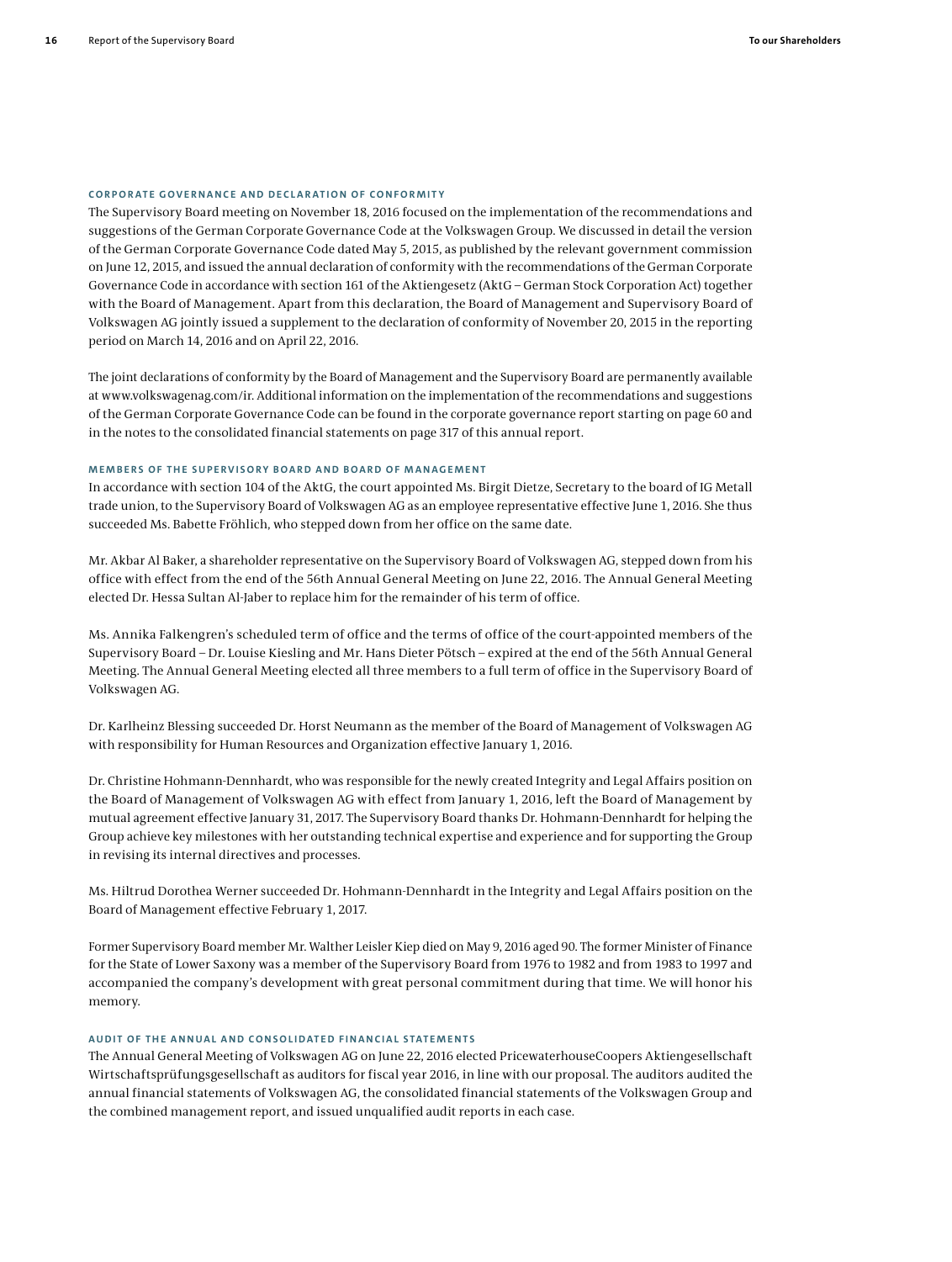#### CORPORATE GOVERNANCE AND DECLARATION OF CONFORMITY

The Supervisory Board meeting on November 18, 2016 focused on the implementation of the recommendations and suggestions of the German Corporate Governance Code at the Volkswagen Group. We discussed in detail the version of the German Corporate Governance Code dated May 5, 2015, as published by the relevant government commission on June 12, 2015, and issued the annual declaration of conformity with the recommendations of the German Corporate Governance Code in accordance with section 161 of the Aktiengesetz (AktG – German Stock Corporation Act) together with the Board of Management. Apart from this declaration, the Board of Management and Supervisory Board of Volkswagen AG jointly issued a supplement to the declaration of conformity of November 20, 2015 in the reporting period on March 14, 2016 and on April 22, 2016.

The joint declarations of conformity by the Board of Management and the Supervisory Board are permanently available at www.volkswagenag.com/ir. Additional information on the implementation of the recommendations and suggestions of the German Corporate Governance Code can be found in the corporate governance report starting on page 60 and in the notes to the consolidated financial statements on page 317 of this annual report.

#### MEMBERS OF THE SUPERVISORY BOARD AND BOARD OF MANAGEMENT

In accordance with section 104 of the AktG, the court appointed Ms. Birgit Dietze, Secretary to the board of IG Metall trade union, to the Supervisory Board of Volkswagen AG as an employee representative effective June 1, 2016. She thus succeeded Ms. Babette Fröhlich, who stepped down from her office on the same date.

Mr. Akbar Al Baker, a shareholder representative on the Supervisory Board of Volkswagen AG, stepped down from his office with effect from the end of the 56th Annual General Meeting on June 22, 2016. The Annual General Meeting elected Dr. Hessa Sultan Al-Jaber to replace him for the remainder of his term of office.

Ms. Annika Falkengren's scheduled term of office and the terms of office of the court-appointed members of the Supervisory Board – Dr. Louise Kiesling and Mr. Hans Dieter Pötsch – expired at the end of the 56th Annual General Meeting. The Annual General Meeting elected all three members to a full term of office in the Supervisory Board of Volkswagen AG.

Dr. Karlheinz Blessing succeeded Dr. Horst Neumann as the member of the Board of Management of Volkswagen AG with responsibility for Human Resources and Organization effective January 1, 2016.

Dr. Christine Hohmann-Dennhardt, who was responsible for the newly created Integrity and Legal Affairs position on the Board of Management of Volkswagen AG with effect from January 1, 2016, left the Board of Management by mutual agreement effective January 31, 2017. The Supervisory Board thanks Dr. Hohmann-Dennhardt for helping the Group achieve key milestones with her outstanding technical expertise and experience and for supporting the Group in revising its internal directives and processes.

Ms. Hiltrud Dorothea Werner succeeded Dr. Hohmann-Dennhardt in the Integrity and Legal Affairs position on the Board of Management effective February 1, 2017.

Former Supervisory Board member Mr. Walther Leisler Kiep died on May 9, 2016 aged 90. The former Minister of Finance for the State of Lower Saxony was a member of the Supervisory Board from 1976 to 1982 and from 1983 to 1997 and accompanied the company's development with great personal commitment during that time. We will honor his memory.

#### AUDIT OF THE ANNUAL AND CONSOLIDATED FINANCIAL STATEMENTS

The Annual General Meeting of Volkswagen AG on June 22, 2016 elected PricewaterhouseCoopers Aktiengesellschaft Wirtschaftsprüfungsgesellschaft as auditors for fiscal year 2016, in line with our proposal. The auditors audited the annual financial statements of Volkswagen AG, the consolidated financial statements of the Volkswagen Group and the combined management report, and issued unqualified audit reports in each case.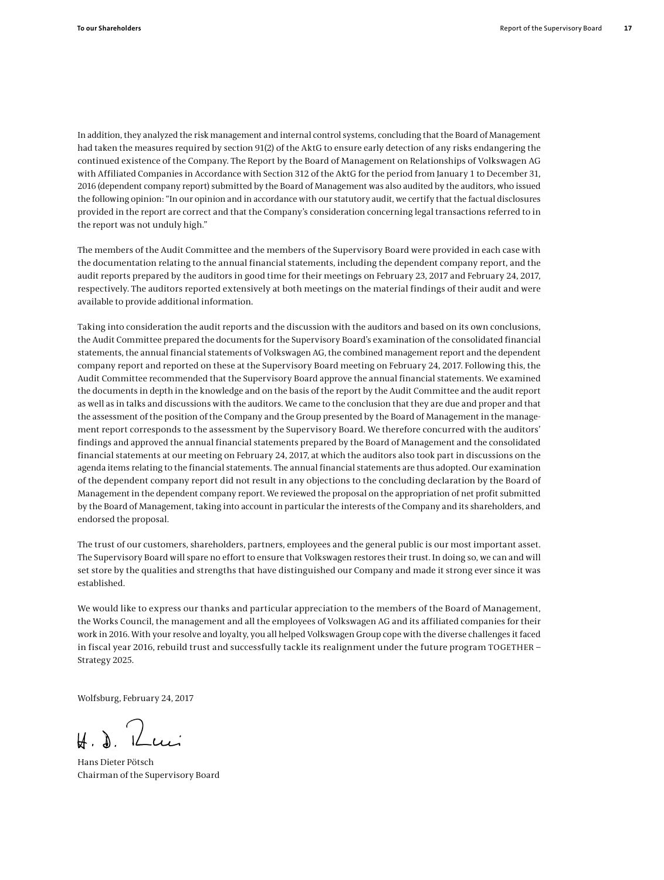In addition, they analyzed the risk management and internal control systems, concluding that the Board of Management had taken the measures required by section 91(2) of the AktG to ensure early detection of any risks endangering the continued existence of the Company. The Report by the Board of Management on Relationships of Volkswagen AG with Affiliated Companies in Accordance with Section 312 of the AktG for the period from January 1 to December 31, 2016 (dependent company report) submitted by the Board of Management was also audited by the auditors, who issued the following opinion: "In our opinion and in accordance with our statutory audit, we certify that the factual disclosures provided in the report are correct and that the Company's consideration concerning legal transactions referred to in the report was not unduly high."

The members of the Audit Committee and the members of the Supervisory Board were provided in each case with the documentation relating to the annual financial statements, including the dependent company report, and the audit reports prepared by the auditors in good time for their meetings on February 23, 2017 and February 24, 2017, respectively. The auditors reported extensively at both meetings on the material findings of their audit and were available to provide additional information.

Taking into consideration the audit reports and the discussion with the auditors and based on its own conclusions, the Audit Committee prepared the documents for the Supervisory Board's examination of the consolidated financial statements, the annual financial statements of Volkswagen AG, the combined management report and the dependent company report and reported on these at the Supervisory Board meeting on February 24, 2017. Following this, the Audit Committee recommended that the Supervisory Board approve the annual financial statements. We examined the documents in depth in the knowledge and on the basis of the report by the Audit Committee and the audit report as well as in talks and discussions with the auditors. We came to the conclusion that they are due and proper and that the assessment of the position of the Company and the Group presented by the Board of Management in the management report corresponds to the assessment by the Supervisory Board. We therefore concurred with the auditors' findings and approved the annual financial statements prepared by the Board of Management and the consolidated financial statements at our meeting on February 24, 2017, at which the auditors also took part in discussions on the agenda items relating to the financial statements. The annual financial statements are thus adopted. Our examination of the dependent company report did not result in any objections to the concluding declaration by the Board of Management in the dependent company report. We reviewed the proposal on the appropriation of net profit submitted by the Board of Management, taking into account in particular the interests of the Company and its shareholders, and endorsed the proposal.

The trust of our customers, shareholders, partners, employees and the general public is our most important asset. The Supervisory Board will spare no effort to ensure that Volkswagen restores their trust. In doing so, we can and will set store by the qualities and strengths that have distinguished our Company and made it strong ever since it was established.

We would like to express our thanks and particular appreciation to the members of the Board of Management, the Works Council, the management and all the employees of Volkswagen AG and its affiliated companies for their work in 2016. With your resolve and loyalty, you all helped Volkswagen Group cope with the diverse challenges it faced in fiscal year 2016, rebuild trust and successfully tackle its realignment under the future program TOGETHER – Strategy 2025.

Wolfsburg, February 24, 2017

Hans Dieter Pötsch
Chairman of the Supervisory Board